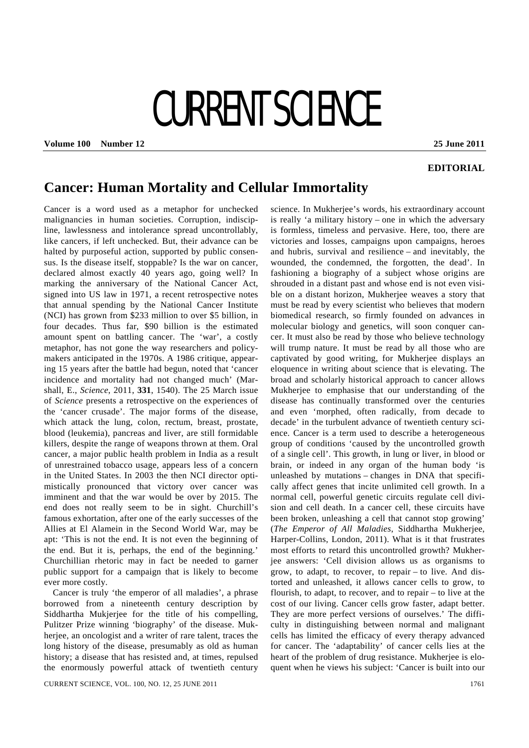# CURRENT SCIENCE

**EDITORIAL**

## Cancer: Human Mortality and Cellular Immortality

Cancer is a word used as a metaphor for unchecked malignancies in human societies. Corruption, indiscipline, lawlessness and intolerance spread uncontrollably, like cancers, if left unchecked. But, their advance can be halted by purposeful action, supported by public consensus. Is the disease itself, stoppable? Is the war on cancer, declared almost exactly 40 years ago, going well? In marking the anniversary of the National Cancer Act, signed into US law in 1971, a recent retrospective notes that annual spending by the National Cancer Institute (NCI) has grown from \$233 million to over \$5 billion, in four decades. Thus far, \$90 billion is the estimated amount spent on battling cancer. The 'war', a costly metaphor, has not gone the way researchers and policy-makers anticipated in the 1970s. A 1986 critique, appearing 15 years after the battle had begun, noted that 'cancer incidence and mortality had not changed much' (Marshall, E., *Science*, 2011, **331**, 1540). The 25 March issue of *Science* presents a retrospective on the experiences of the 'cancer crusade'. The major forms of the disease, which attack the lung, colon, rectum, breast, prostate, blood (leukemia), pancreas and liver, are still formidable killers, despite the range of weapons thrown at them. Oral cancer, a major public health problem in India as a result of unrestrained tobacco usage, appears less of a concern in the United States. In 2003 the then NCI director optimistically pronounced that victory over cancer was imminent and that the war would be over by 2015. The end does not really seem to be in sight. Churchill's famous exhortation, after one of the early successes of the Allies at El Alamein in the Second World War, may be apt: 'This is not the end. It is not even the beginning of the end. But it is, perhaps, the end of the beginning.' Churchillian rhetoric may in fact be needed to garner public support for a campaign that is likely to become ever more costly.

Cancer is truly 'the emperor of all maladies', a phrase borrowed from a nineteenth century description by Siddhartha Mukjerjee for the title of his compelling, Pulitzer Prize winning 'biography' of the disease. Mukherjee, an oncologist and a writer of rare talent, traces the long history of the disease, presumably as old as human history; a disease that has resisted and, at times, repulsed the enormously powerful attack of twentieth century science. In Mukherjee's words, his extraordinary account is really 'a military history – one in which the adversary is formless, timeless and pervasive. Here, too, there are victories and losses, campaigns upon campaigns, heroes and hubris, survival and resilience – and inevitably, the wounded, the condemned, the forgotten, the dead'. In fashioning a biography of a subject whose origins are shrouded in a distant past and whose end is not even visible on a distant horizon, Mukherjee weaves a story that must be read by every scientist who believes that modern biomedical research, so firmly founded on advances in molecular biology and genetics, will soon conquer cancer. It must also be read by those who believe technology will trump nature. It must be read by all those who are captivated by good writing, for Mukherjee displays an eloquence in writing about science that is elevating. The broad and scholarly historical approach to cancer allows Mukherjee to emphasise that our understanding of the disease has continually transformed over the centuries and even 'morphed, often radically, from decade to decade' in the turbulent advance of twentieth century science. Cancer is a term used to describe a heterogeneous group of conditions 'caused by the uncontrolled growth of a single cell'. This growth, in lung or liver, in blood or brain, or indeed in any organ of the human body 'is unleashed by mutations – changes in DNA that specifically affect genes that incite unlimited cell growth. In a normal cell, powerful genetic circuits regulate cell division and cell death. In a cancer cell, these circuits have been broken, unleashing a cell that cannot stop growing' (*The Emperor of All Maladies*, Siddhartha Mukherjee, Harper-Collins, London, 2011). What is it that frustrates most efforts to retard this uncontrolled growth? Mukherjee answers: 'Cell division allows us as organisms to grow, to adapt, to recover, to repair – to live. And distorted and unleashed, it allows cancer cells to grow, to flourish, to adapt, to recover, and to repair – to live at the cost of our living. Cancer cells grow faster, adapt better. They are more perfect versions of ourselves.' The difficulty in distinguishing between normal and malignant cells has limited the efficacy of every therapy advanced for cancer. The 'adaptability' of cancer cells lies at the heart of the problem of drug resistance. Mukherjee is eloquent when he views his subject: 'Cancer is built into our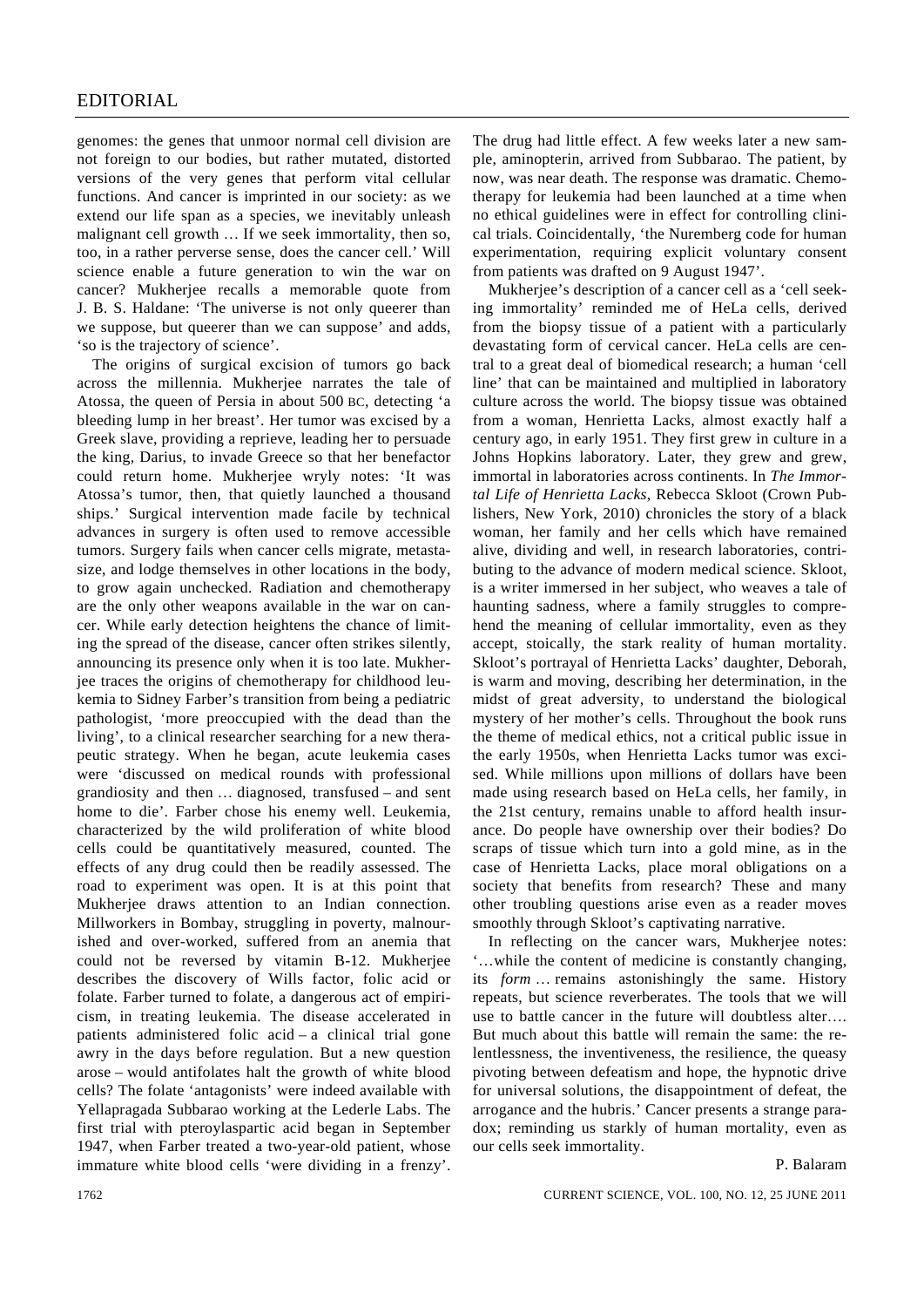genomes: the genes that unmoor normal cell division are not foreign to our bodies, but rather mutated, distorted versions of the very genes that perform vital cellular functions. And cancer is imprinted in our society: as we extend our life span as a species, we inevitably unleash malignant cell growth … If we seek immortality, then so, too, in a rather perverse sense, does the cancer cell.' Will science enable a future generation to win the war on cancer? Mukherjee recalls a memorable quote from J. B. S. Haldane: 'The universe is not only queerer than we suppose, but queerer than we can suppose' and adds, 'so is the trajectory of science'.

The origins of surgical excision of tumors go back across the millennia. Mukherjee narrates the tale of Atossa, the queen of Persia in about 500 BC, detecting 'a bleeding lump in her breast'. Her tumor was excised by a Greek slave, providing a reprieve, leading her to persuade the king, Darius, to invade Greece so that her benefactor could return home. Mukherjee wryly notes: 'It was Atossa's tumor, then, that quietly launched a thousand ships.' Surgical intervention made facile by technical advances in surgery is often used to remove accessible tumors. Surgery fails when cancer cells migrate, metastasize, and lodge themselves in other locations in the body, to grow again unchecked. Radiation and chemotherapy are the only other weapons available in the war on cancer. While early detection heightens the chance of limiting the spread of the disease, cancer often strikes silently, announcing its presence only when it is too late. Mukherjee traces the origins of chemotherapy for childhood leukemia to Sidney Farber's transition from being a pediatric pathologist, 'more preoccupied with the dead than the living', to a clinical researcher searching for a new therapeutic strategy. When he began, acute leukemia cases were 'discussed on medical rounds with professional grandiosity and then … diagnosed, transfused – and sent home to die'. Farber chose his enemy well. Leukemia, characterized by the wild proliferation of white blood cells could be quantitatively measured, counted. The effects of any drug could then be readily assessed. The road to experiment was open. It is at this point that Mukherjee draws attention to an Indian connection. Millworkers in Bombay, struggling in poverty, malnourished and over-worked, suffered from an anemia that could not be reversed by vitamin B-12. Mukherjee describes the discovery of Wills factor, folic acid or folate. Farber turned to folate, a dangerous act of empiricism, in treating leukemia. The disease accelerated in patients administered folic acid – a clinical trial gone awry in the days before regulation. But a new question arose – would antifolates halt the growth of white blood cells? The folate 'antagonists' were indeed available with Yellapragada Subbarao working at the Lederle Labs. The first trial with pteroylaspartic acid began in September 1947, when Farber treated a two-year-old patient, whose immature white blood cells 'were dividing in a frenzy'. The drug had little effect. A few weeks later a new sample, aminopterin, arrived from Subbarao. The patient, by now, was near death. The response was dramatic. Chemotherapy for leukemia had been launched at a time when no ethical guidelines were in effect for controlling clinical trials. Coincidentally, 'the Nuremberg code for human experimentation, requiring explicit voluntary consent from patients was drafted on 9 August 1947'.

Mukherjee's description of a cancer cell as a 'cell seeking immortality' reminded me of HeLa cells, derived from the biopsy tissue of a patient with a particularly devastating form of cervical cancer. HeLa cells are central to a great deal of biomedical research; a human 'cell line' that can be maintained and multiplied in laboratory culture across the world. The biopsy tissue was obtained from a woman, Henrietta Lacks, almost exactly half a century ago, in early 1951. They first grew in culture in a Johns Hopkins laboratory. Later, they grew and grew, immortal in laboratories across continents. In *The Immortal Life of Henrietta Lacks*, Rebecca Skloot (Crown Publishers, New York, 2010) chronicles the story of a black woman, her family and her cells which have remained alive, dividing and well, in research laboratories, contributing to the advance of modern medical science. Skloot, is a writer immersed in her subject, who weaves a tale of haunting sadness, where a family struggles to comprehend the meaning of cellular immortality, even as they accept, stoically, the stark reality of human mortality. Skloot's portrayal of Henrietta Lacks' daughter, Deborah, is warm and moving, describing her determination, in the midst of great adversity, to understand the biological mystery of her mother's cells. Throughout the book runs the theme of medical ethics, not a critical public issue in the early 1950s, when Henrietta Lacks tumor was excised. While millions upon millions of dollars have been made using research based on HeLa cells, her family, in the 21st century, remains unable to afford health insurance. Do people have ownership over their bodies? Do scraps of tissue which turn into a gold mine, as in the case of Henrietta Lacks, place moral obligations on a society that benefits from research? These and many other troubling questions arise even as a reader moves smoothly through Skloot's captivating narrative.

In reflecting on the cancer wars, Mukherjee notes: '…while the content of medicine is constantly changing, its *form* … remains astonishingly the same. History repeats, but science reverberates. The tools that we will use to battle cancer in the future will doubtless alter…. But much about this battle will remain the same: the relentlessness, the inventiveness, the resilience, the queasy pivoting between defeatism and hope, the hypnotic drive for universal solutions, the disappointment of defeat, the arrogance and the hubris.' Cancer presents a strange paradox; reminding us starkly of human mortality, even as our cells seek immortality.

P. Balaram